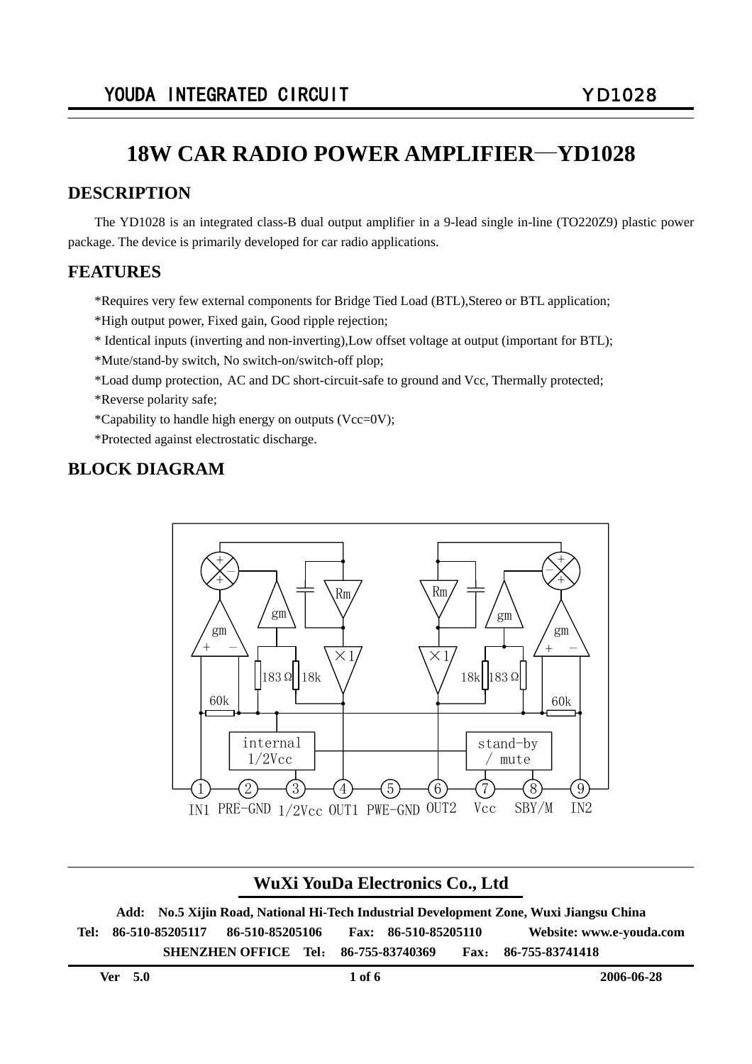// 18W CAR RADIO POWER AMPLIFIER—YD1028

## DESCRIPTION

The YD1028 is an integrated class-B dual output amplifier in a 9-lead single in-line (TO220Z9) plastic power package. The device is primarily developed for car radio applications.

## FEATURES

*Requires very few external components for Bridge Tied Load (BTL),Stereo or BTL application;

*High output power, Fixed gain, Good ripple rejection;

* Identical inputs (inverting and non-inverting),Low offset voltage at output (important for BTL);

*Mute/stand-by switch, No switch-on/switch-off plop;

*Load dump protection, AC and DC short-circuit-safe to ground and Vcc, Thermally protected;

*Reverse polarity safe;

*Capability to handle high energy on outputs (Vcc=0V);

*Protected against electrostatic discharge.

## BLOCK DIAGRAM

1 IN1 | 2 PRE-GND | 3 1/2Vcc | 4 OUT1 | 5 PWE-GND | 6 OUT2 | 7 Vcc | 8 SBY/M | 9 IN2

internal 1/2Vcc

stand-by / mute

## WuXi YouDa Electronics Co., Ltd

**Add: No.5 Xijin Road, National Hi-Tech Industrial Development Zone, Wuxi Jiangsu China**

**Tel: 86-510-85205117 86-510-85205106 Fax: 86-510-85205110 Website: www.e-youda.com**

**SHENZHEN OFFICE Tel： 86-755-83740369 Fax： 86-755-83741418**

**Ver 5.0** **2006-06-28**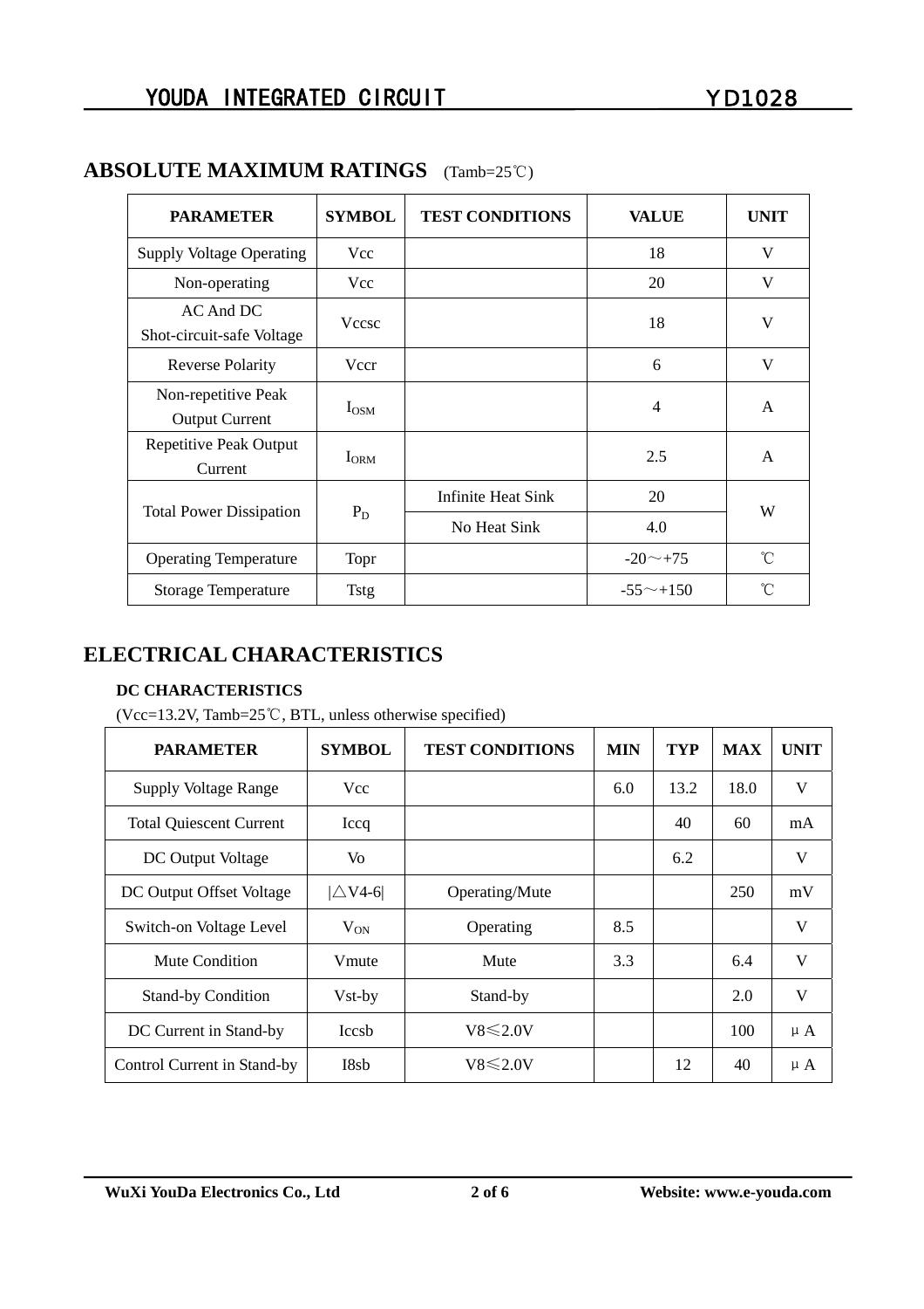## ABSOLUTE MAXIMUM RATINGS (Tamb=25℃)

| PARAMETER | SYMBOL | TEST CONDITIONS | VALUE | UNIT |
|---|---|---|---|---|
| Supply Voltage Operating | Vcc | | 18 | V |
| Non-operating | Vcc | | 20 | V |
| AC And DC Shot-circuit-safe Voltage | Vccsc | | 18 | V |
| Reverse Polarity | Vccr | | 6 | V |
| Non-repetitive Peak Output Current | $I_{OSM}$ | | 4 | A |
| Repetitive Peak Output Current | $I_{ORM}$ | | 2.5 | A |
| Total Power Dissipation | $P_D$ | Infinite Heat Sink | 20 | W |
| | | No Heat Sink | 4.0 | |
| Operating Temperature | Topr | | -20～+75 | ℃ |
| Storage Temperature | Tstg | | -55～+150 | ℃ |

## ELECTRICAL CHARACTERISTICS

### DC CHARACTERISTICS

(Vcc=13.2V, Tamb=25℃, BTL, unless otherwise specified)

| PARAMETER | SYMBOL | TEST CONDITIONS | MIN | TYP | MAX | UNIT |
|---|---|---|---|---|---|---|
| Supply Voltage Range | Vcc | | 6.0 | 13.2 | 18.0 | V |
| Total Quiescent Current | Iccq | | | 40 | 60 | mA |
| DC Output Voltage | Vo | | | 6.2 | | V |
| DC Output Offset Voltage | \|△V4-6\| | Operating/Mute | | | 250 | mV |
| Switch-on Voltage Level | $V_{ON}$ | Operating | 8.5 | | | V |
| Mute Condition | Vmute | Mute | 3.3 | | 6.4 | V |
| Stand-by Condition | Vst-by | Stand-by | | | 2.0 | V |
| DC Current in Stand-by | Iccsb | V8≤2.0V | | | 100 | μA |
| Control Current in Stand-by | I8sb | V8≤2.0V | | 12 | 40 | μA |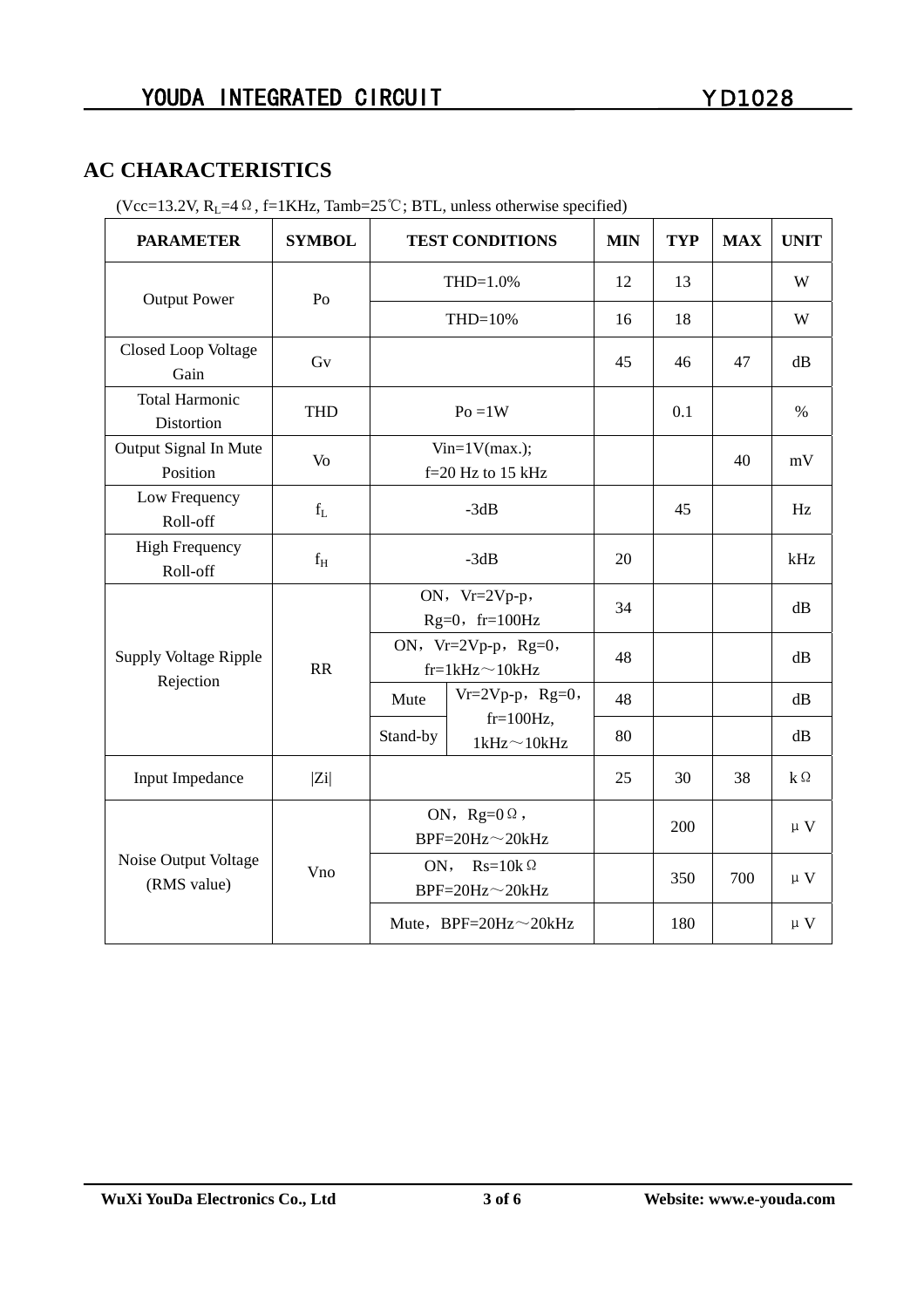## AC CHARACTERISTICS

(Vcc=13.2V, $R_L$=4Ω, f=1KHz, Tamb=25℃; BTL, unless otherwise specified)

| PARAMETER | SYMBOL | TEST CONDITIONS | | MIN | TYP | MAX | UNIT |
|---|---|---|---|---|---|---|---|
| Output Power | Po | THD=1.0% | | 12 | 13 | | W |
| | | THD=10% | | 16 | 18 | | W |
| Closed Loop Voltage Gain | Gv | | | 45 | 46 | 47 | dB |
| Total Harmonic Distortion | THD | Po =1W | | | 0.1 | | % |
| Output Signal In Mute Position | Vo | Vin=1V(max.); f=20 Hz to 15 kHz | | | | 40 | mV |
| Low Frequency Roll-off | $f_L$ | -3dB | | | 45 | | Hz |
| High Frequency Roll-off | $f_H$ | -3dB | | 20 | | | kHz |
| Supply Voltage Ripple Rejection | RR | ON，Vr=2Vp-p，Rg=0，fr=100Hz | | 34 | | | dB |
| | | ON，Vr=2Vp-p，Rg=0，fr=1kHz～10kHz | | 48 | | | dB |
| | | Mute | Vr=2Vp-p，Rg=0，fr=100Hz, 1kHz～10kHz | 48 | | | dB |
| | | Stand-by | | 80 | | | dB |
| Input Impedance | \|Zi\| | | | 25 | 30 | 38 | kΩ |
| Noise Output Voltage (RMS value) | Vno | ON，Rg=0Ω，BPF=20Hz～20kHz | | | 200 | | μV |
| | | ON，  Rs=10kΩ BPF=20Hz～20kHz | | | 350 | 700 | μV |
| | | Mute，BPF=20Hz～20kHz | | | 180 | | μV |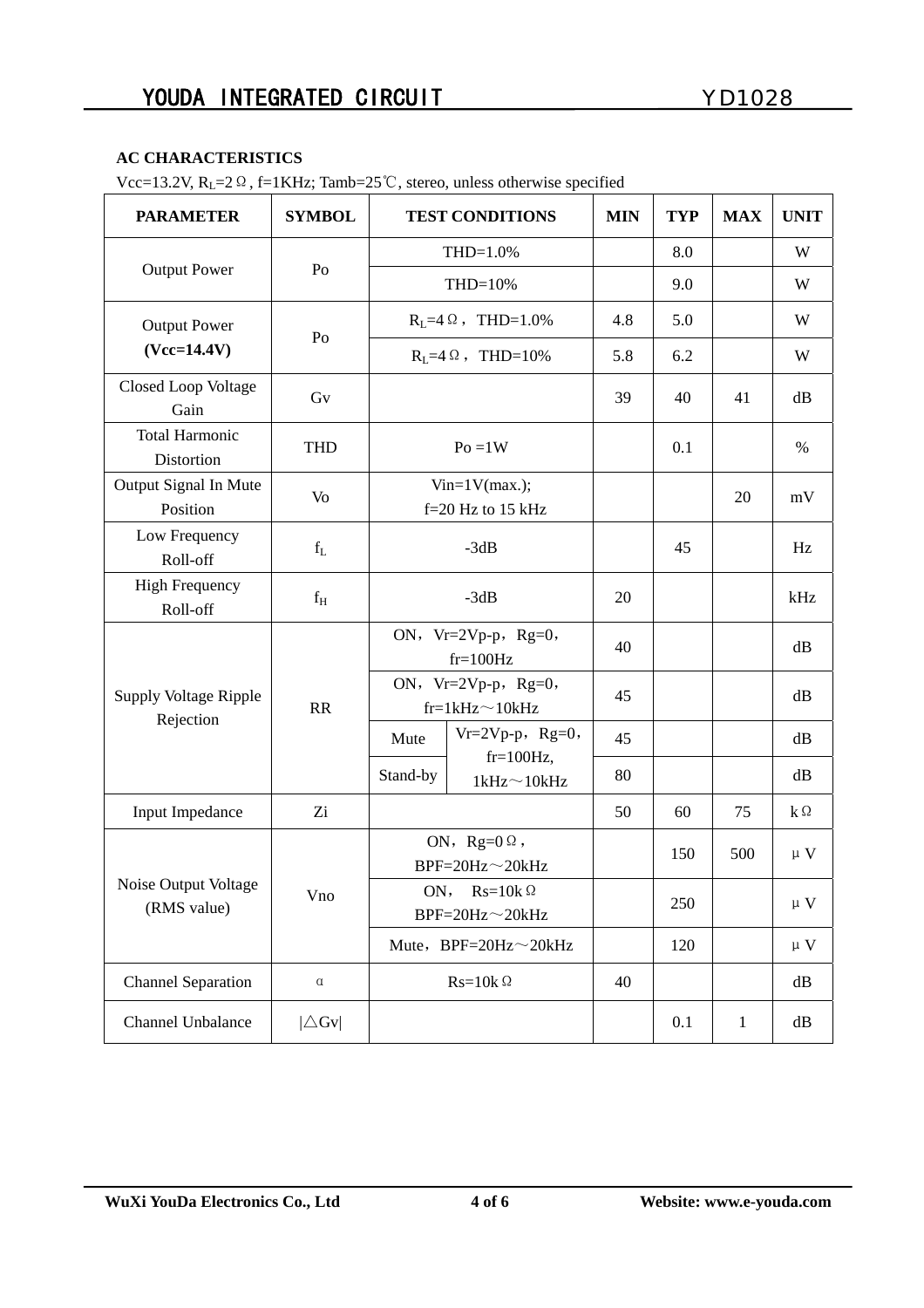**AC CHARACTERISTICS**

Vcc=13.2V, $R_L$=2Ω, f=1KHz; Tamb=25℃, stereo, unless otherwise specified

| PARAMETER | SYMBOL | TEST CONDITIONS | | MIN | TYP | MAX | UNIT |
|---|---|---|---|---|---|---|---|
| Output Power | Po | THD=1.0% | | | 8.0 | | W |
| | | THD=10% | | | 9.0 | | W |
| Output Power **(Vcc=14.4V)** | Po | $R_L$=4Ω， THD=1.0% | | 4.8 | 5.0 | | W |
| | | $R_L$=4Ω， THD=10% | | 5.8 | 6.2 | | W |
| Closed Loop Voltage Gain | Gv | | | 39 | 40 | 41 | dB |
| Total Harmonic Distortion | THD | Po =1W | | | 0.1 | | % |
| Output Signal In Mute Position | Vo | Vin=1V(max.); f=20 Hz to 15 kHz | | | | 20 | mV |
| Low Frequency Roll-off | $f_L$ | -3dB | | | 45 | | Hz |
| High Frequency Roll-off | $f_H$ | -3dB | | 20 | | | kHz |
| Supply Voltage Ripple Rejection | RR | ON，Vr=2Vp-p，Rg=0，fr=100Hz | | 40 | | | dB |
| | | ON，Vr=2Vp-p，Rg=0，fr=1kHz～10kHz | | 45 | | | dB |
| | | Mute | Vr=2Vp-p，Rg=0，fr=100Hz, 1kHz～10kHz | 45 | | | dB |
| | | Stand-by | | 80 | | | dB |
| Input Impedance | Zi | | | 50 | 60 | 75 | kΩ |
| Noise Output Voltage (RMS value) | Vno | ON，Rg=0Ω，BPF=20Hz～20kHz | | | 150 | 500 | μV |
| | | ON， Rs=10kΩ BPF=20Hz～20kHz | | | 250 | | μV |
| | | Mute，BPF=20Hz～20kHz | | | 120 | | μV |
| Channel Separation | α | Rs=10kΩ | | 40 | | | dB |
| Channel Unbalance | \|△Gv\| | | | | 0.1 | 1 | dB |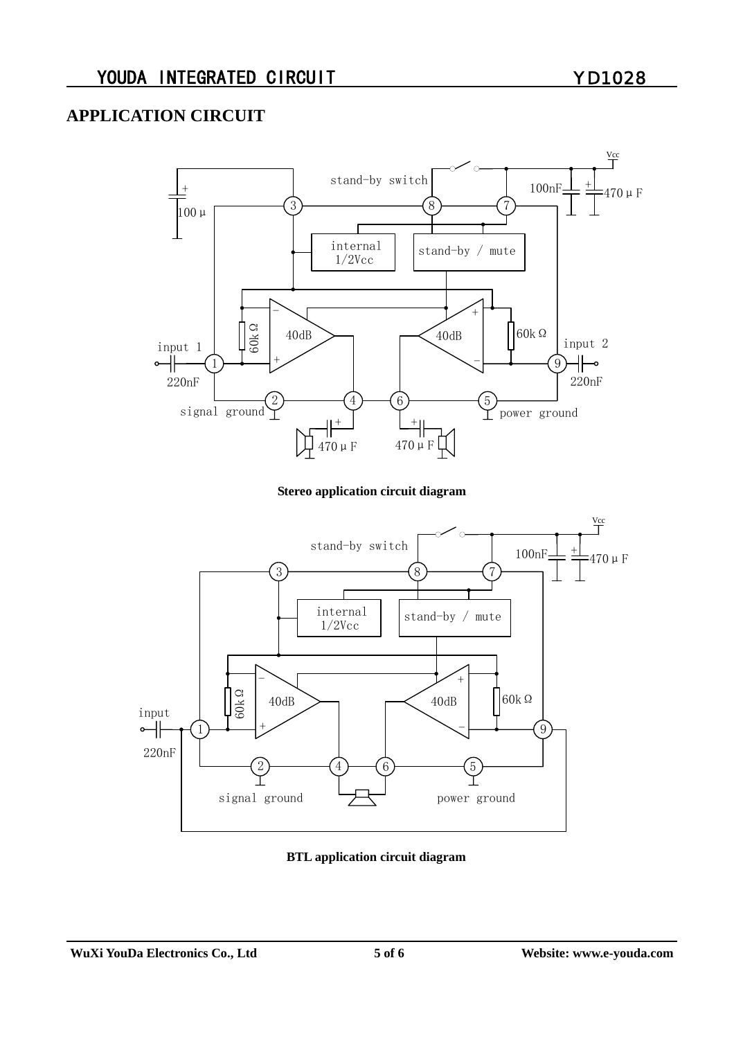## APPLICATION CIRCUIT

**Stereo application circuit diagram**

**BTL application circuit diagram**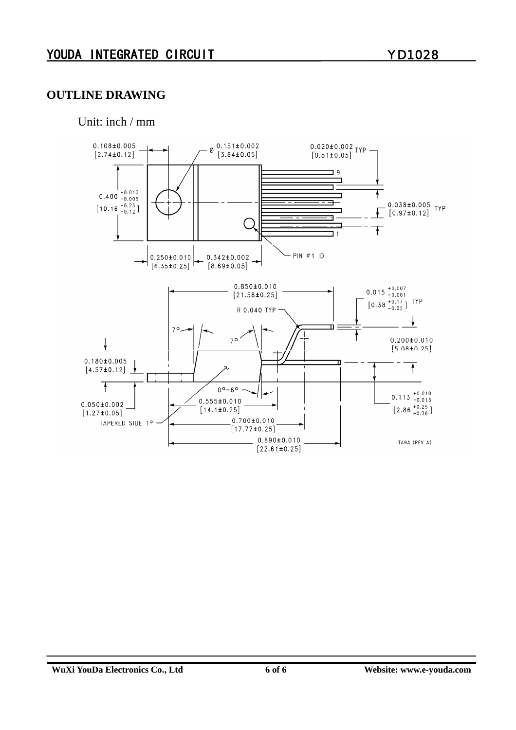## OUTLINE DRAWING

Unit: inch / mm

0.108±0.005 [2.74±0.12]

Ø 0.151±0.002 [3.84±0.05]

0.020±0.002 [0.51±0.05] TYP

0.400 $^{+0.010}_{-0.005}$ [10.16 $^{+0.25}_{-0.12}$]

0.038±0.005 [0.97±0.12] TYP

0.250±0.010 [6.35±0.25]

0.342±0.002 [8.69±0.05]

PIN #1 ID

0.850±0.010 [21.58±0.25]

0.015 $^{+0.007}_{-0.001}$ [0.38 $^{+0.17}_{-0.02}$] TYP

R 0.040 TYP

7°

7°

0.200±0.010 [5.08±0.25]

0.180±0.005 [4.57±0.12]

0°–6°

0.050±0.002 [1.27±0.05]

0.555±0.010 [14.1±0.25]

0.113 $^{+0.010}_{-0.015}$ [2.86 $^{+0.25}_{-0.38}$]

TAPERED SIDE 1°

0.700±0.010 [17.77±0.25]

0.890±0.010 [22.61±0.25]

TA9A (REV A)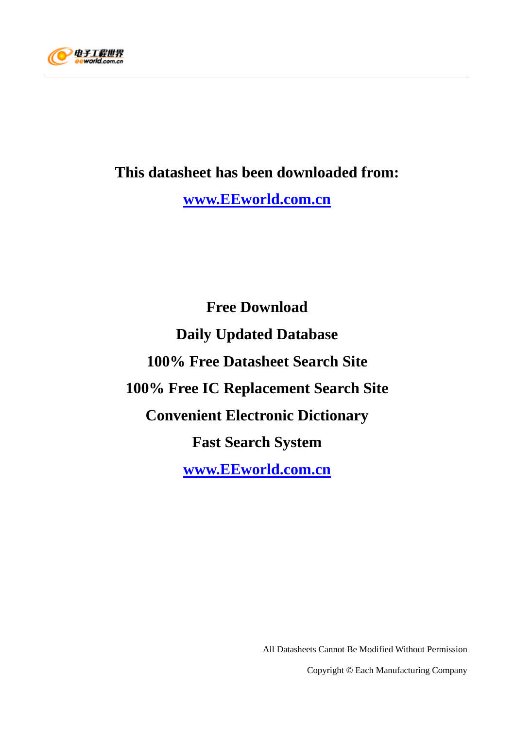**This datasheet has been downloaded from:**

**www.EEworld.com.cn**

**Free Download**

**Daily Updated Database**

**100% Free Datasheet Search Site**

**100% Free IC Replacement Search Site**

**Convenient Electronic Dictionary**

**Fast Search System**

**www.EEworld.com.cn**

All Datasheets Cannot Be Modified Without Permission

Copyright © Each Manufacturing Company